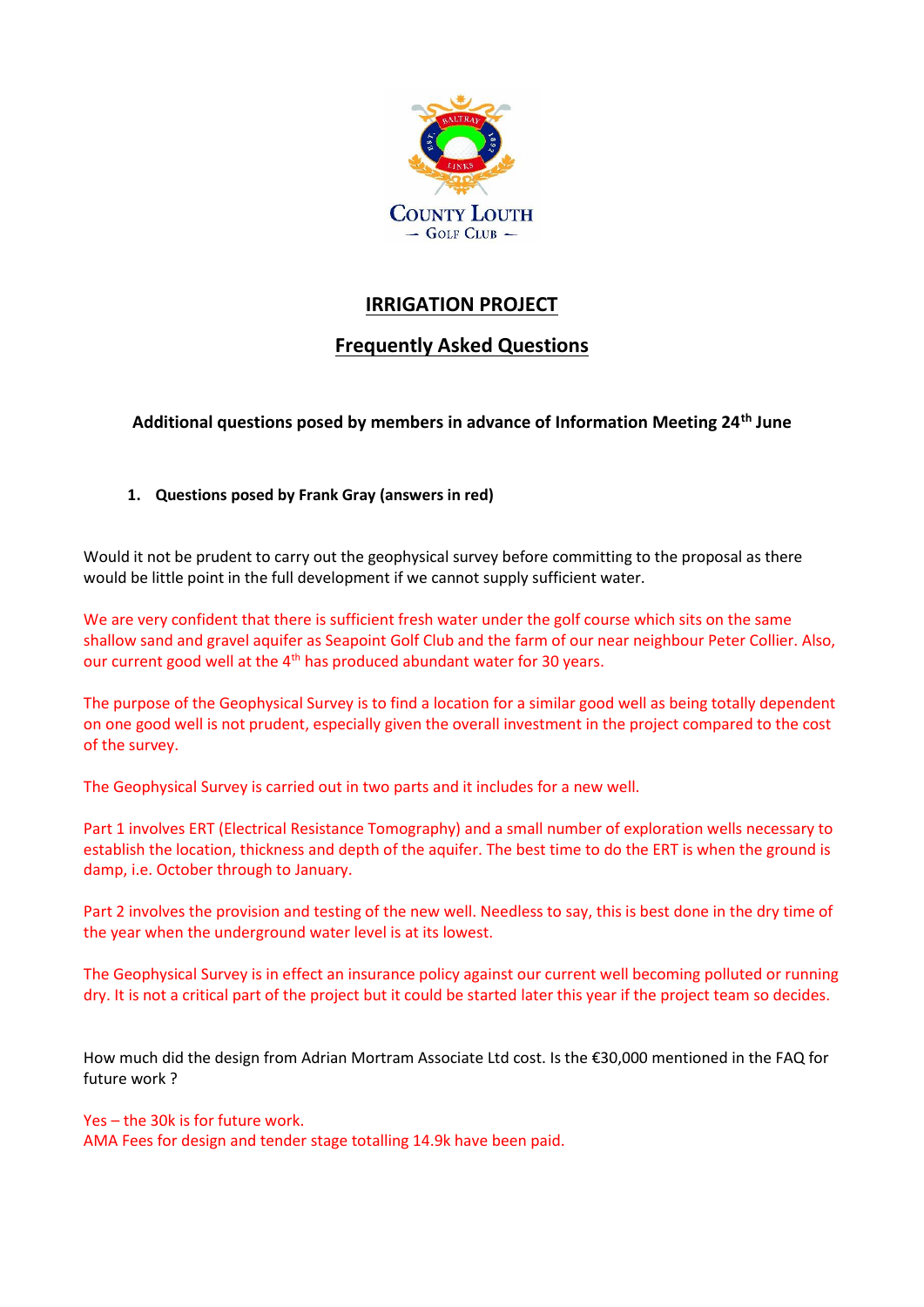County Louth
Golf Club

# IRRIGATION PROJECT

## Frequently Asked Questions

**Additional questions posed by members in advance of Information Meeting 24th June**

1. **Questions posed by Frank Gray (answers in red)**

Would it not be prudent to carry out the geophysical survey before committing to the proposal as there would be little point in the full development if we cannot supply sufficient water.

We are very confident that there is sufficient fresh water under the golf course which sits on the same shallow sand and gravel aquifer as Seapoint Golf Club and the farm of our near neighbour Peter Collier. Also, our current good well at the 4th has produced abundant water for 30 years.

The purpose of the Geophysical Survey is to find a location for a similar good well as being totally dependent on one good well is not prudent, especially given the overall investment in the project compared to the cost of the survey.

The Geophysical Survey is carried out in two parts and it includes for a new well.

Part 1 involves ERT (Electrical Resistance Tomography) and a small number of exploration wells necessary to establish the location, thickness and depth of the aquifer. The best time to do the ERT is when the ground is damp, i.e. October through to January.

Part 2 involves the provision and testing of the new well. Needless to say, this is best done in the dry time of the year when the underground water level is at its lowest.

The Geophysical Survey is in effect an insurance policy against our current well becoming polluted or running dry. It is not a critical part of the project but it could be started later this year if the project team so decides.

How much did the design from Adrian Mortram Associate Ltd cost. Is the €30,000 mentioned in the FAQ for future work ?

Yes – the 30k is for future work.
AMA Fees for design and tender stage totalling 14.9k have been paid.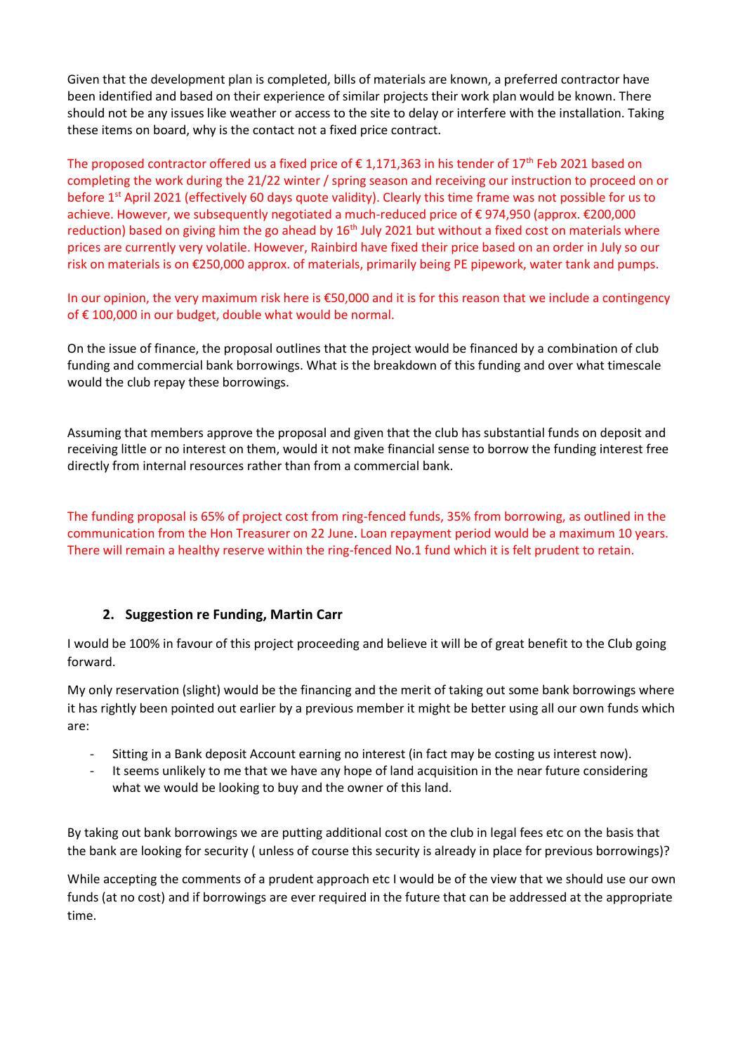Given that the development plan is completed, bills of materials are known, a preferred contractor have been identified and based on their experience of similar projects their work plan would be known. There should not be any issues like weather or access to the site to delay or interfere with the installation. Taking these items on board, why is the contact not a fixed price contract.

The proposed contractor offered us a fixed price of € 1,171,363 in his tender of 17th Feb 2021 based on completing the work during the 21/22 winter / spring season and receiving our instruction to proceed on or before 1st April 2021 (effectively 60 days quote validity). Clearly this time frame was not possible for us to achieve. However, we subsequently negotiated a much-reduced price of € 974,950 (approx. €200,000 reduction) based on giving him the go ahead by 16th July 2021 but without a fixed cost on materials where prices are currently very volatile. However, Rainbird have fixed their price based on an order in July so our risk on materials is on €250,000 approx. of materials, primarily being PE pipework, water tank and pumps.

In our opinion, the very maximum risk here is €50,000 and it is for this reason that we include a contingency of € 100,000 in our budget, double what would be normal.

On the issue of finance, the proposal outlines that the project would be financed by a combination of club funding and commercial bank borrowings. What is the breakdown of this funding and over what timescale would the club repay these borrowings.

Assuming that members approve the proposal and given that the club has substantial funds on deposit and receiving little or no interest on them, would it not make financial sense to borrow the funding interest free directly from internal resources rather than from a commercial bank.

The funding proposal is 65% of project cost from ring-fenced funds, 35% from borrowing, as outlined in the communication from the Hon Treasurer on 22 June. Loan repayment period would be a maximum 10 years. There will remain a healthy reserve within the ring-fenced No.1 fund which it is felt prudent to retain.

## 2. Suggestion re Funding, Martin Carr

I would be 100% in favour of this project proceeding and believe it will be of great benefit to the Club going forward.

My only reservation (slight) would be the financing and the merit of taking out some bank borrowings where it has rightly been pointed out earlier by a previous member it might be better using all our own funds which are:

- Sitting in a Bank deposit Account earning no interest (in fact may be costing us interest now).
- It seems unlikely to me that we have any hope of land acquisition in the near future considering what we would be looking to buy and the owner of this land.

By taking out bank borrowings we are putting additional cost on the club in legal fees etc on the basis that the bank are looking for security ( unless of course this security is already in place for previous borrowings)?

While accepting the comments of a prudent approach etc I would be of the view that we should use our own funds (at no cost) and if borrowings are ever required in the future that can be addressed at the appropriate time.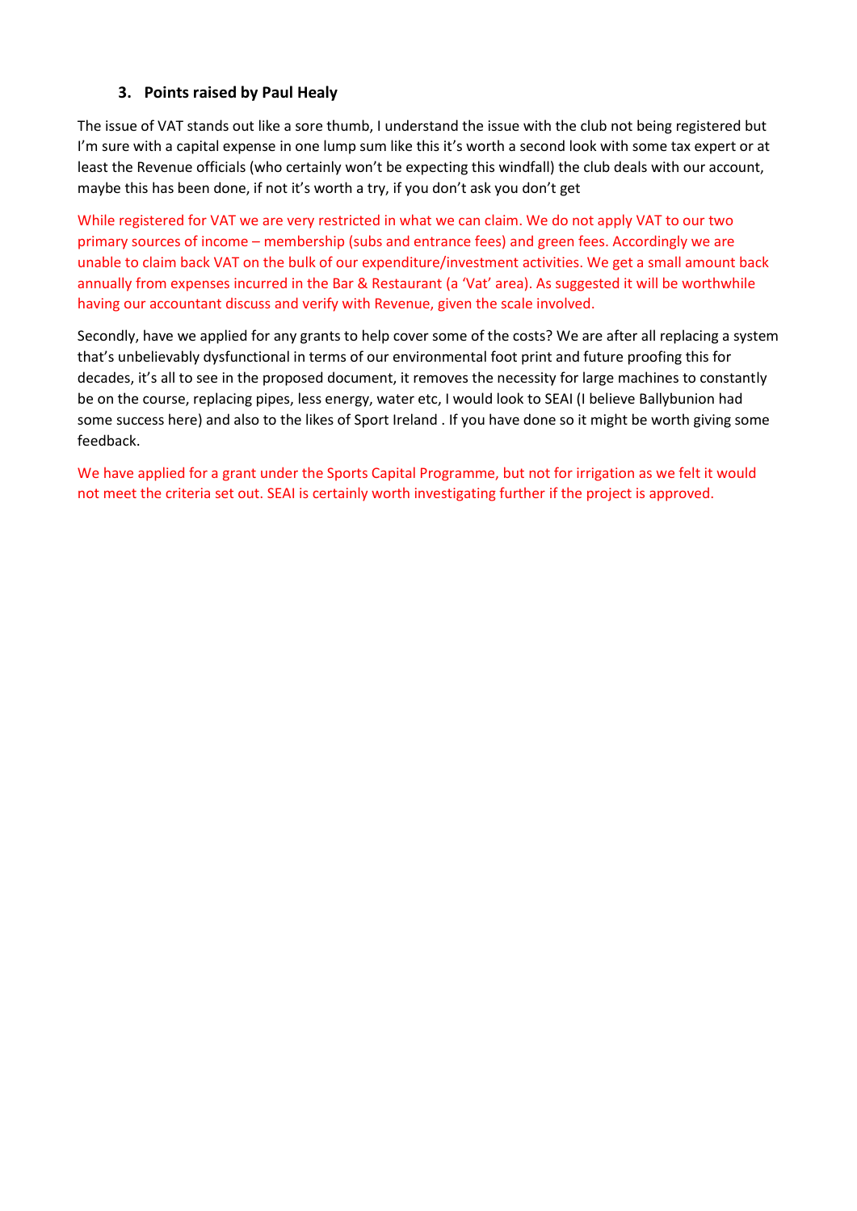### 3. Points raised by Paul Healy

The issue of VAT stands out like a sore thumb, I understand the issue with the club not being registered but I'm sure with a capital expense in one lump sum like this it's worth a second look with some tax expert or at least the Revenue officials (who certainly won't be expecting this windfall) the club deals with our account, maybe this has been done, if not it's worth a try, if you don't ask you don't get

While registered for VAT we are very restricted in what we can claim. We do not apply VAT to our two primary sources of income – membership (subs and entrance fees) and green fees. Accordingly we are unable to claim back VAT on the bulk of our expenditure/investment activities. We get a small amount back annually from expenses incurred in the Bar & Restaurant (a 'Vat' area). As suggested it will be worthwhile having our accountant discuss and verify with Revenue, given the scale involved.

Secondly, have we applied for any grants to help cover some of the costs? We are after all replacing a system that's unbelievably dysfunctional in terms of our environmental foot print and future proofing this for decades, it's all to see in the proposed document, it removes the necessity for large machines to constantly be on the course, replacing pipes, less energy, water etc, I would look to SEAI (I believe Ballybunion had some success here) and also to the likes of Sport Ireland . If you have done so it might be worth giving some feedback.

We have applied for a grant under the Sports Capital Programme, but not for irrigation as we felt it would not meet the criteria set out. SEAI is certainly worth investigating further if the project is approved.